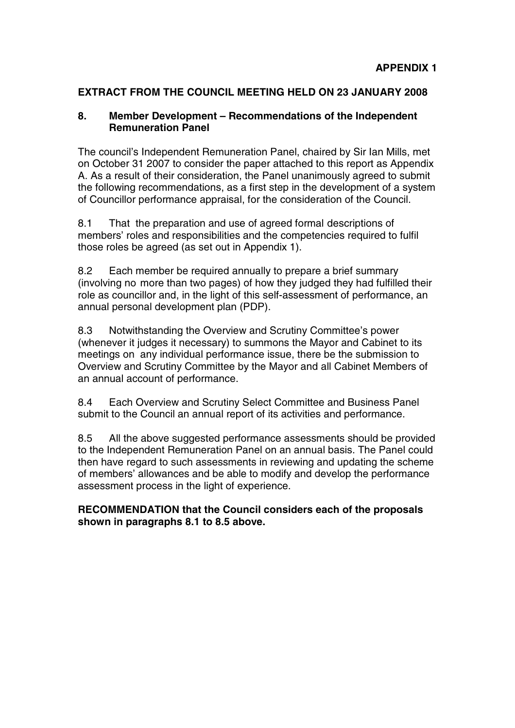**APPENDIX 1**

## EXTRACT FROM THE COUNCIL MEETING HELD ON 23 JANUARY 2008

### 8. Member Development – Recommendations of the Independent Remuneration Panel

The council's Independent Remuneration Panel, chaired by Sir Ian Mills, met on October 31 2007 to consider the paper attached to this report as Appendix A. As a result of their consideration, the Panel unanimously agreed to submit the following recommendations, as a first step in the development of a system of Councillor performance appraisal, for the consideration of the Council.

8.1 That the preparation and use of agreed formal descriptions of members' roles and responsibilities and the competencies required to fulfil those roles be agreed (as set out in Appendix 1).

8.2 Each member be required annually to prepare a brief summary (involving no more than two pages) of how they judged they had fulfilled their role as councillor and, in the light of this self-assessment of performance, an annual personal development plan (PDP).

8.3 Notwithstanding the Overview and Scrutiny Committee's power (whenever it judges it necessary) to summons the Mayor and Cabinet to its meetings on any individual performance issue, there be the submission to Overview and Scrutiny Committee by the Mayor and all Cabinet Members of an annual account of performance.

8.4 Each Overview and Scrutiny Select Committee and Business Panel submit to the Council an annual report of its activities and performance.

8.5 All the above suggested performance assessments should be provided to the Independent Remuneration Panel on an annual basis. The Panel could then have regard to such assessments in reviewing and updating the scheme of members' allowances and be able to modify and develop the performance assessment process in the light of experience.

**RECOMMENDATION that the Council considers each of the proposals shown in paragraphs 8.1 to 8.5 above.**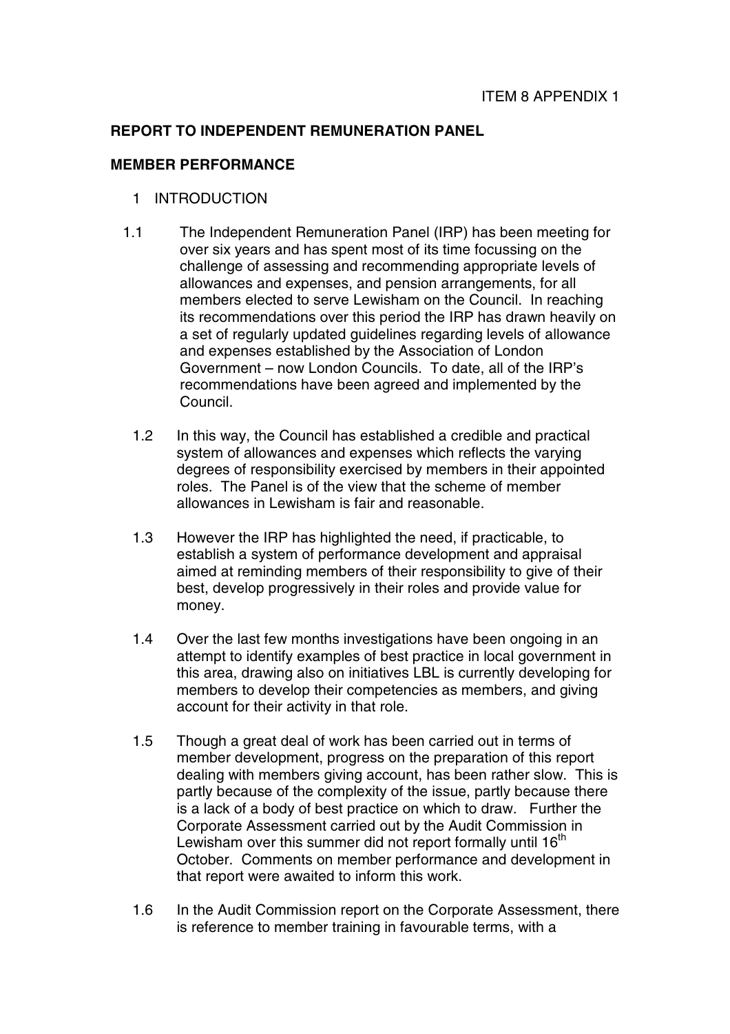ITEM 8 APPENDIX 1

**REPORT TO INDEPENDENT REMUNERATION PANEL**

**MEMBER PERFORMANCE**

1 INTRODUCTION

1.1 The Independent Remuneration Panel (IRP) has been meeting for over six years and has spent most of its time focussing on the challenge of assessing and recommending appropriate levels of allowances and expenses, and pension arrangements, for all members elected to serve Lewisham on the Council. In reaching its recommendations over this period the IRP has drawn heavily on a set of regularly updated guidelines regarding levels of allowance and expenses established by the Association of London Government – now London Councils. To date, all of the IRP's recommendations have been agreed and implemented by the Council.

1.2 In this way, the Council has established a credible and practical system of allowances and expenses which reflects the varying degrees of responsibility exercised by members in their appointed roles. The Panel is of the view that the scheme of member allowances in Lewisham is fair and reasonable.

1.3 However the IRP has highlighted the need, if practicable, to establish a system of performance development and appraisal aimed at reminding members of their responsibility to give of their best, develop progressively in their roles and provide value for money.

1.4 Over the last few months investigations have been ongoing in an attempt to identify examples of best practice in local government in this area, drawing also on initiatives LBL is currently developing for members to develop their competencies as members, and giving account for their activity in that role.

1.5 Though a great deal of work has been carried out in terms of member development, progress on the preparation of this report dealing with members giving account, has been rather slow. This is partly because of the complexity of the issue, partly because there is a lack of a body of best practice on which to draw. Further the Corporate Assessment carried out by the Audit Commission in Lewisham over this summer did not report formally until 16th October. Comments on member performance and development in that report were awaited to inform this work.

1.6 In the Audit Commission report on the Corporate Assessment, there is reference to member training in favourable terms, with a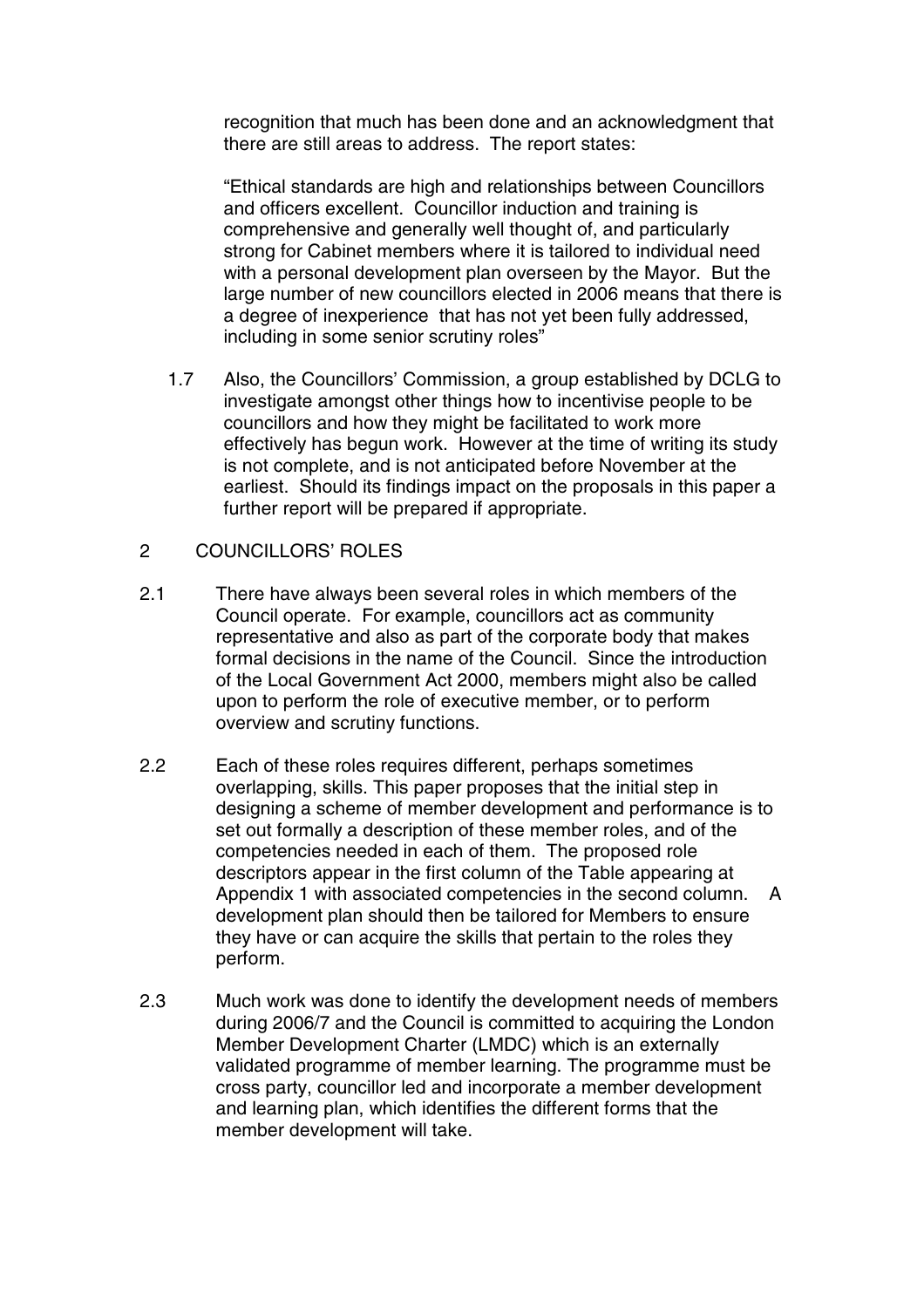recognition that much has been done and an acknowledgment that there are still areas to address. The report states:

"Ethical standards are high and relationships between Councillors and officers excellent. Councillor induction and training is comprehensive and generally well thought of, and particularly strong for Cabinet members where it is tailored to individual need with a personal development plan overseen by the Mayor. But the large number of new councillors elected in 2006 means that there is a degree of inexperience that has not yet been fully addressed, including in some senior scrutiny roles"

1.7 Also, the Councillors' Commission, a group established by DCLG to investigate amongst other things how to incentivise people to be councillors and how they might be facilitated to work more effectively has begun work. However at the time of writing its study is not complete, and is not anticipated before November at the earliest. Should its findings impact on the proposals in this paper a further report will be prepared if appropriate.

## 2 COUNCILLORS' ROLES

2.1 There have always been several roles in which members of the Council operate. For example, councillors act as community representative and also as part of the corporate body that makes formal decisions in the name of the Council. Since the introduction of the Local Government Act 2000, members might also be called upon to perform the role of executive member, or to perform overview and scrutiny functions.

2.2 Each of these roles requires different, perhaps sometimes overlapping, skills. This paper proposes that the initial step in designing a scheme of member development and performance is to set out formally a description of these member roles, and of the competencies needed in each of them. The proposed role descriptors appear in the first column of the Table appearing at Appendix 1 with associated competencies in the second column. A development plan should then be tailored for Members to ensure they have or can acquire the skills that pertain to the roles they perform.

2.3 Much work was done to identify the development needs of members during 2006/7 and the Council is committed to acquiring the London Member Development Charter (LMDC) which is an externally validated programme of member learning. The programme must be cross party, councillor led and incorporate a member development and learning plan, which identifies the different forms that the member development will take.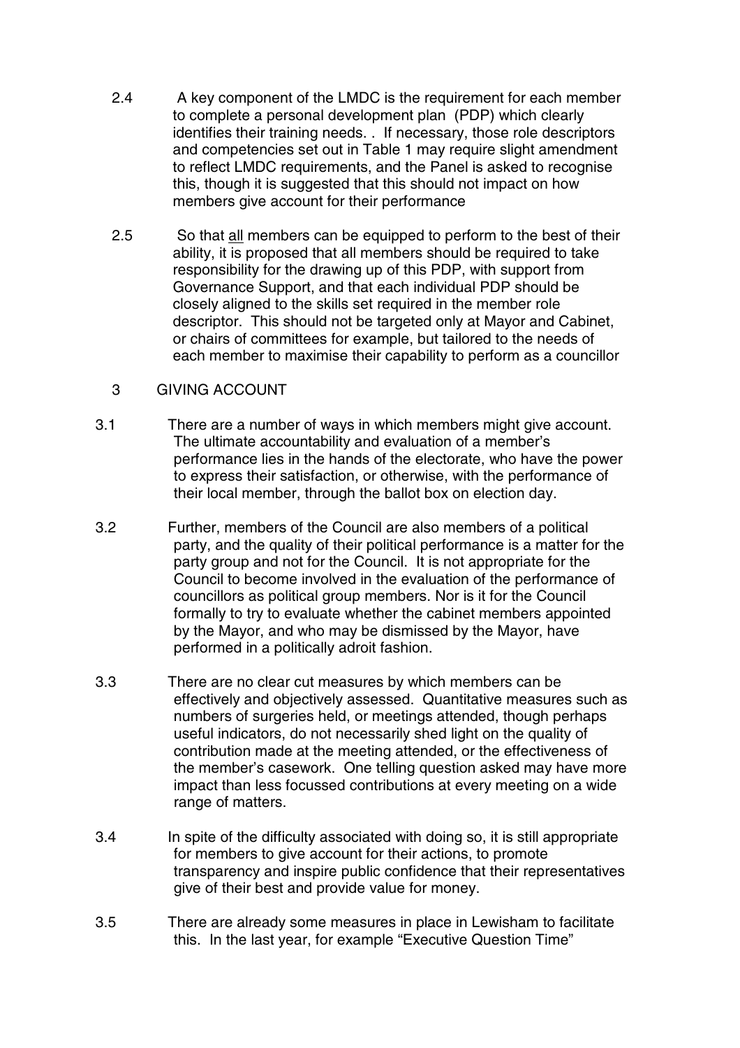2.4 A key component of the LMDC is the requirement for each member to complete a personal development plan (PDP) which clearly identifies their training needs. . If necessary, those role descriptors and competencies set out in Table 1 may require slight amendment to reflect LMDC requirements, and the Panel is asked to recognise this, though it is suggested that this should not impact on how members give account for their performance

2.5 So that <u>all</u> members can be equipped to perform to the best of their ability, it is proposed that all members should be required to take responsibility for the drawing up of this PDP, with support from Governance Support, and that each individual PDP should be closely aligned to the skills set required in the member role descriptor. This should not be targeted only at Mayor and Cabinet, or chairs of committees for example, but tailored to the needs of each member to maximise their capability to perform as a councillor

## 3 GIVING ACCOUNT

3.1 There are a number of ways in which members might give account. The ultimate accountability and evaluation of a member's performance lies in the hands of the electorate, who have the power to express their satisfaction, or otherwise, with the performance of their local member, through the ballot box on election day.

3.2 Further, members of the Council are also members of a political party, and the quality of their political performance is a matter for the party group and not for the Council. It is not appropriate for the Council to become involved in the evaluation of the performance of councillors as political group members. Nor is it for the Council formally to try to evaluate whether the cabinet members appointed by the Mayor, and who may be dismissed by the Mayor, have performed in a politically adroit fashion.

3.3 There are no clear cut measures by which members can be effectively and objectively assessed. Quantitative measures such as numbers of surgeries held, or meetings attended, though perhaps useful indicators, do not necessarily shed light on the quality of contribution made at the meeting attended, or the effectiveness of the member's casework. One telling question asked may have more impact than less focussed contributions at every meeting on a wide range of matters.

3.4 In spite of the difficulty associated with doing so, it is still appropriate for members to give account for their actions, to promote transparency and inspire public confidence that their representatives give of their best and provide value for money.

3.5 There are already some measures in place in Lewisham to facilitate this. In the last year, for example "Executive Question Time"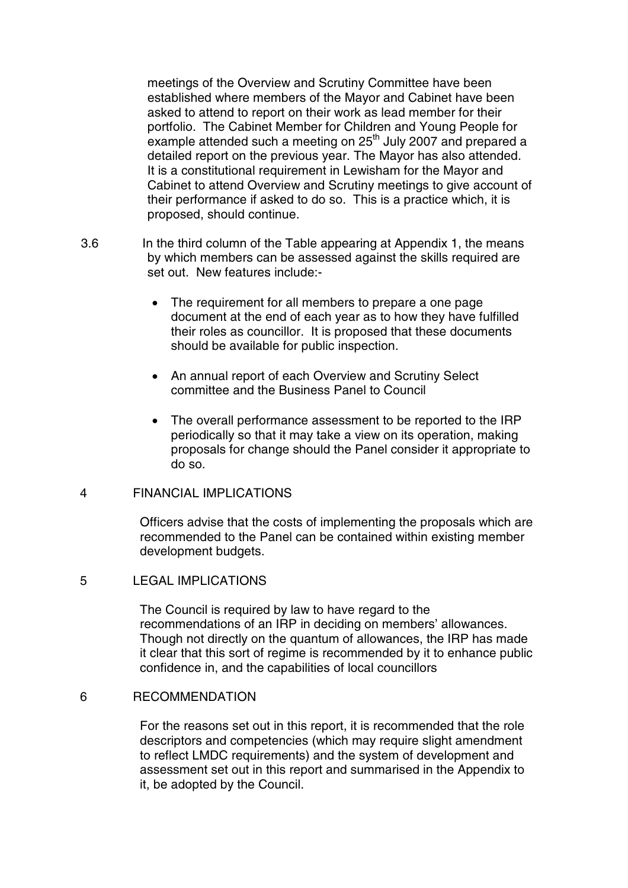meetings of the Overview and Scrutiny Committee have been established where members of the Mayor and Cabinet have been asked to attend to report on their work as lead member for their portfolio. The Cabinet Member for Children and Young People for example attended such a meeting on 25th July 2007 and prepared a detailed report on the previous year. The Mayor has also attended. It is a constitutional requirement in Lewisham for the Mayor and Cabinet to attend Overview and Scrutiny meetings to give account of their performance if asked to do so. This is a practice which, it is proposed, should continue.

3.6 In the third column of the Table appearing at Appendix 1, the means by which members can be assessed against the skills required are set out. New features include:-

- The requirement for all members to prepare a one page document at the end of each year as to how they have fulfilled their roles as councillor. It is proposed that these documents should be available for public inspection.
- An annual report of each Overview and Scrutiny Select committee and the Business Panel to Council
- The overall performance assessment to be reported to the IRP periodically so that it may take a view on its operation, making proposals for change should the Panel consider it appropriate to do so.

## 4 FINANCIAL IMPLICATIONS

Officers advise that the costs of implementing the proposals which are recommended to the Panel can be contained within existing member development budgets.

## 5 LEGAL IMPLICATIONS

The Council is required by law to have regard to the recommendations of an IRP in deciding on members' allowances. Though not directly on the quantum of allowances, the IRP has made it clear that this sort of regime is recommended by it to enhance public confidence in, and the capabilities of local councillors

## 6 RECOMMENDATION

For the reasons set out in this report, it is recommended that the role descriptors and competencies (which may require slight amendment to reflect LMDC requirements) and the system of development and assessment set out in this report and summarised in the Appendix to it, be adopted by the Council.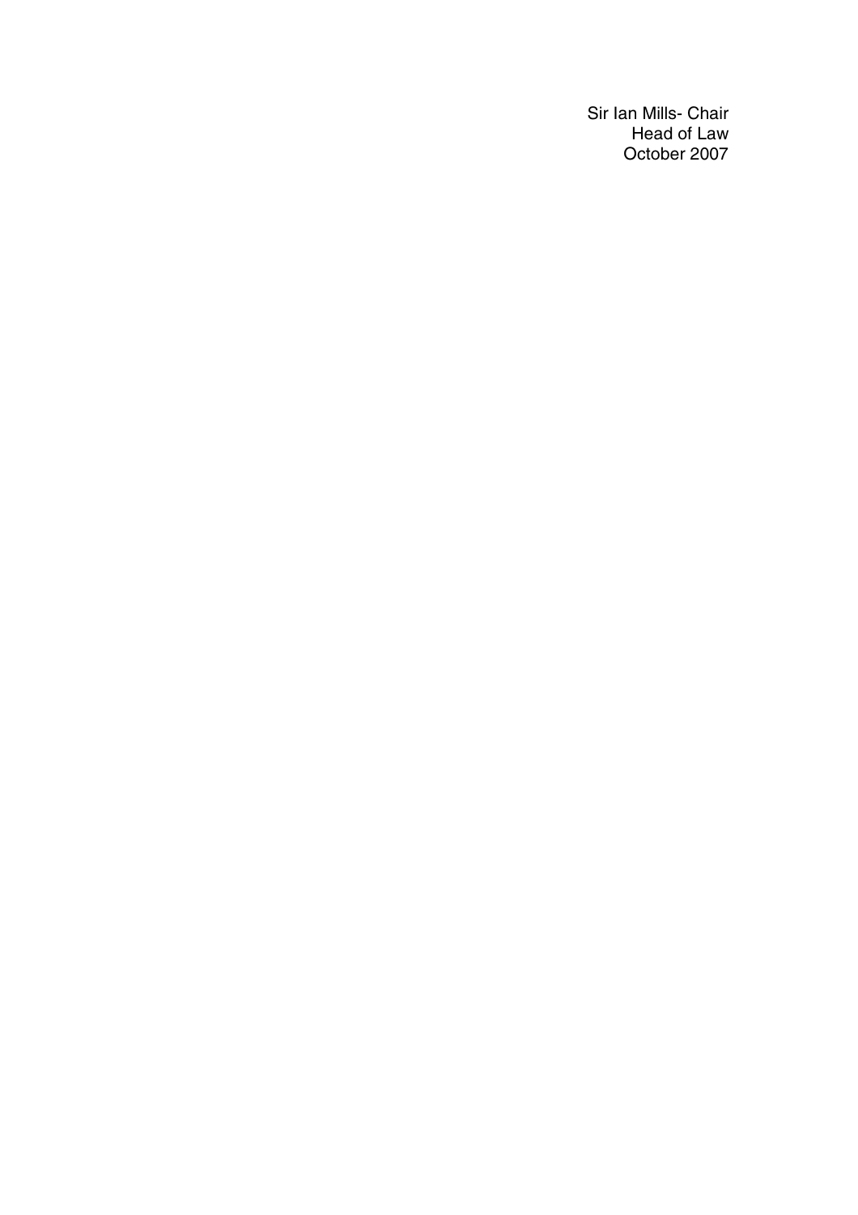Sir Ian Mills- Chair
Head of Law
October 2007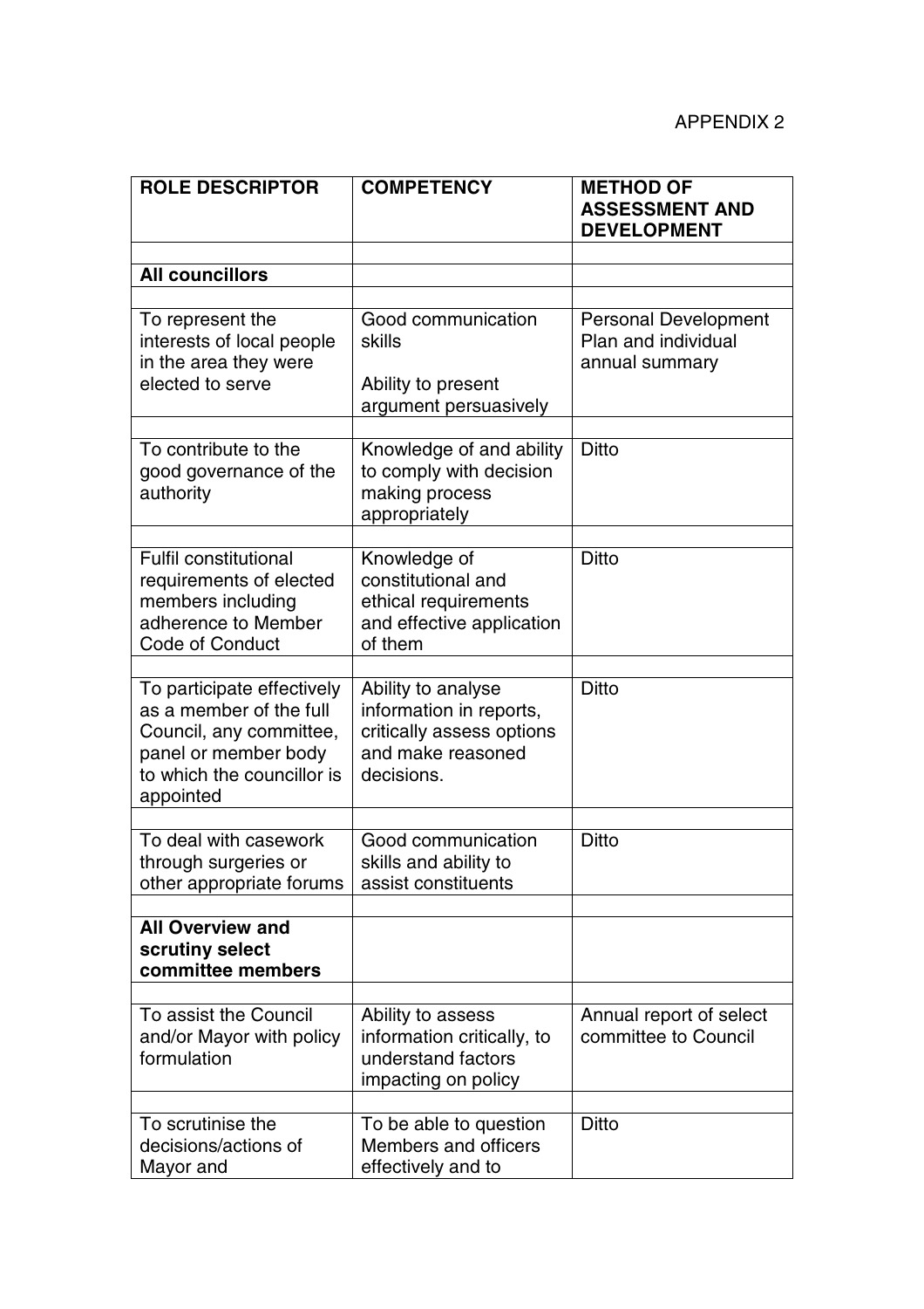APPENDIX 2

| ROLE DESCRIPTOR | COMPETENCY | METHOD OF ASSESSMENT AND DEVELOPMENT |
|---|---|---|
| | | |
| **All councillors** | | |
| | | |
| To represent the interests of local people in the area they were elected to serve | Good communication skills<br><br>Ability to present argument persuasively | Personal Development Plan and individual annual summary |
| | | |
| To contribute to the good governance of the authority | Knowledge of and ability to comply with decision making process appropriately | Ditto |
| | | |
| Fulfil constitutional requirements of elected members including adherence to Member Code of Conduct | Knowledge of constitutional and ethical requirements and effective application of them | Ditto |
| | | |
| To participate effectively as a member of the full Council, any committee, panel or member body to which the councillor is appointed | Ability to analyse information in reports, critically assess options and make reasoned decisions. | Ditto |
| | | |
| To deal with casework through surgeries or other appropriate forums | Good communication skills and ability to assist constituents | Ditto |
| | | |
| **All Overview and scrutiny select committee members** | | |
| | | |
| To assist the Council and/or Mayor with policy formulation | Ability to assess information critically, to understand factors impacting on policy | Annual report of select committee to Council |
| | | |
| To scrutinise the decisions/actions of Mayor and | To be able to question Members and officers effectively and to | Ditto |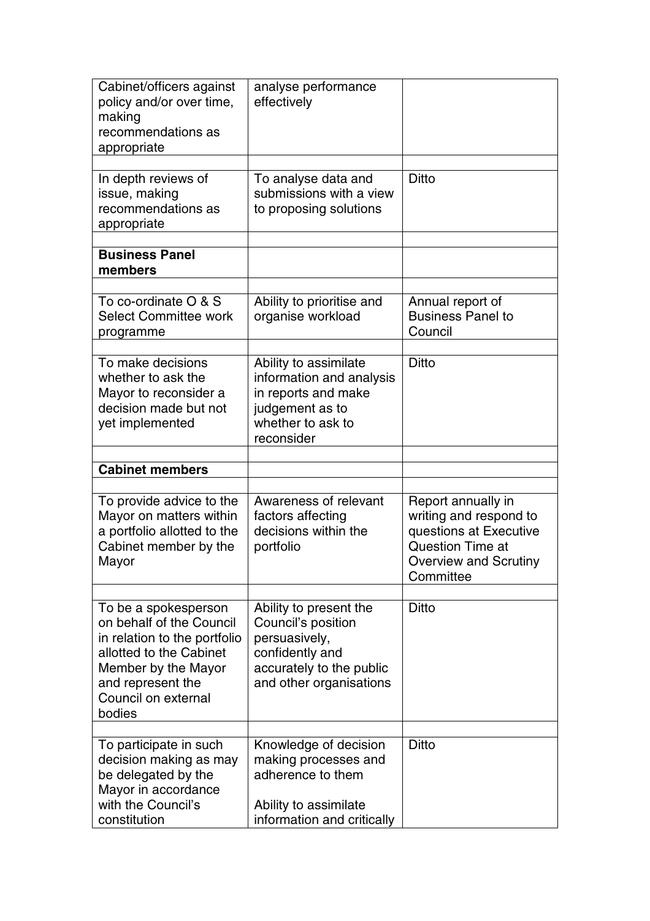| | | |
|---|---|---|
| Cabinet/officers against policy and/or over time, making recommendations as appropriate | analyse performance effectively | |
| | | |
| In depth reviews of issue, making recommendations as appropriate | To analyse data and submissions with a view to proposing solutions | Ditto |
| | | |
| **Business Panel members** | | |
| | | |
| To co-ordinate O & S Select Committee work programme | Ability to prioritise and organise workload | Annual report of Business Panel to Council |
| | | |
| To make decisions whether to ask the Mayor to reconsider a decision made but not yet implemented | Ability to assimilate information and analysis in reports and make judgement as to whether to ask to reconsider | Ditto |
| | | |
| **Cabinet members** | | |
| | | |
| To provide advice to the Mayor on matters within a portfolio allotted to the Cabinet member by the Mayor | Awareness of relevant factors affecting decisions within the portfolio | Report annually in writing and respond to questions at Executive Question Time at Overview and Scrutiny Committee |
| | | |
| To be a spokesperson on behalf of the Council in relation to the portfolio allotted to the Cabinet Member by the Mayor and represent the Council on external bodies | Ability to present the Council's position persuasively, confidently and accurately to the public and other organisations | Ditto |
| | | |
| To participate in such decision making as may be delegated by the Mayor in accordance with the Council's constitution | Knowledge of decision making processes and adherence to them<br><br>Ability to assimilate information and critically | Ditto |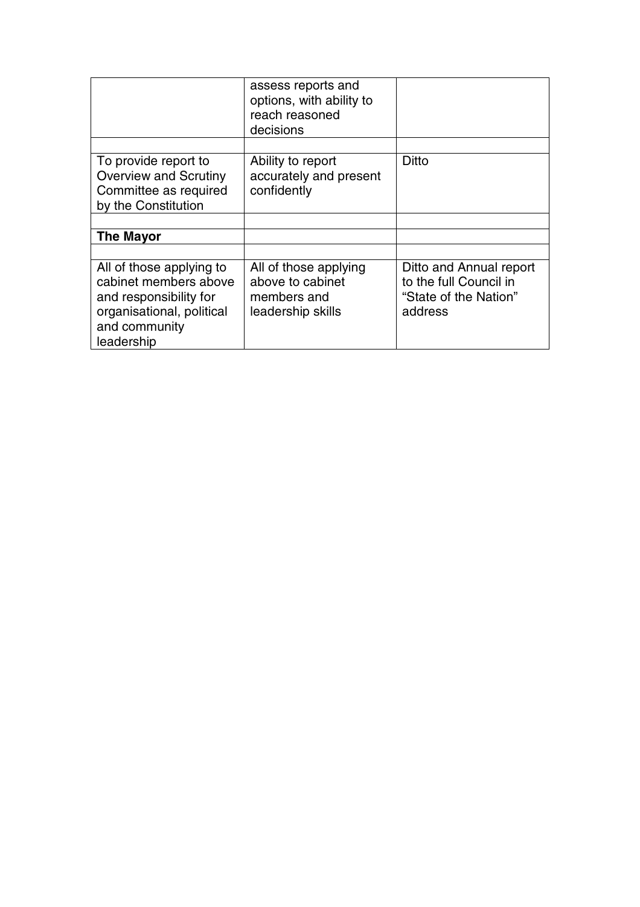| | | |
|---|---|---|
| | assess reports and options, with ability to reach reasoned decisions | |
| | | |
| To provide report to Overview and Scrutiny Committee as required by the Constitution | Ability to report accurately and present confidently | Ditto |
| | | |
| **The Mayor** | | |
| | | |
| All of those applying to cabinet members above and responsibility for organisational, political and community leadership | All of those applying above to cabinet members and leadership skills | Ditto and Annual report to the full Council in "State of the Nation" address |